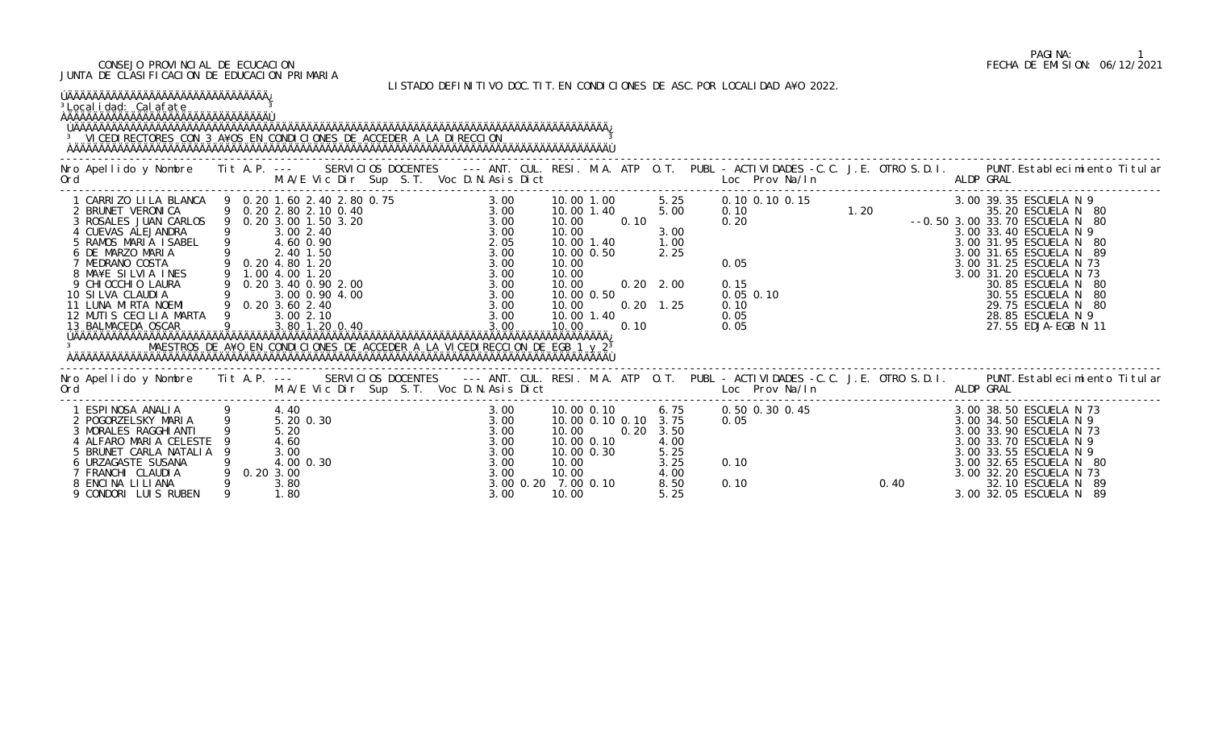CONSEJO PROVINCIAL DE ECUCACION
JUNTA DE CLASIFICACION DE EDUCACION PRIMARIA

PAGINA: 1
FECHA DE EMISION: 06/12/2021

LISTADO DEFINITIVO DOC.TIT.EN CONDICIONES DE ASC.POR LOCALIDAD A¥O 2022.

**Localidad: Calafate**

## VICEDIRECTORES CON 3 A¥OS EN CONDICIONES DE ACCEDER A LA DIRECCION

| Nro Ord | Apellido y Nombre | Tit | A.P. | M/A/E | Vic | Dir | Sup | S.T. | Voc | D.N. | Asis | Dict | ANT. | CUL. | RESI. | M.A. | ATP | O.T. | PUBL | Loc | Prov | Na/In | C.C. | J.E. | OTRO | S.D.I. | ALDP | PUNT. GRAL | Establecimiento Titular |
|---|---|---|---|---|---|---|---|---|---|---|---|---|---|---|---|---|---|---|---|---|---|---|---|---|---|---|---|---|---|
| 1 | CARRIZO LILA BLANCA | 9 | 0.20 | 1.60 | 2.40 | 2.80 | 0.75 | | | | | | 3.00 | | 10.00 | 1.00 | | 5.25 | 0.10 | 0.10 | 0.15 | | | | | | 3.00 | 39.35 | ESCUELA N 9 |
| 2 | BRUNET VERONICA | 9 | 0.20 | 2.80 | 2.10 | 0.40 | | | | | | | 3.00 | | 10.00 | 1.40 | | 5.00 | 0.10 | | | | 1.20 | | | | | 35.20 | ESCUELA N 80 |
| 3 | ROSALES JUAN CARLOS | 9 | 0.20 | 3.00 | 1.50 | 3.20 | | | | | | | 3.00 | | 10.00 | | 0.10 | | 0.20 | | | | | | | -0.50 | 3.00 | 33.70 | ESCUELA N 80 |
| 4 | CUEVAS ALEJANDRA | 9 | | 3.00 | 2.40 | | | | | | | | 3.00 | | 10.00 | | | 3.00 | | | | | | | | | 3.00 | 33.40 | ESCUELA N 9 |
| 5 | RAMOS MARIA ISABEL | 9 | | 4.60 | 0.90 | | | | | | | | 2.05 | | 10.00 | 1.40 | | 1.00 | | | | | | | | | 3.00 | 31.95 | ESCUELA N 80 |
| 6 | DE MARZO MARIA | 9 | | 2.40 | 1.50 | | | | | | | | 3.00 | | 10.00 | 0.50 | | 2.25 | | | | | | | | | 3.00 | 31.65 | ESCUELA N 89 |
| 7 | MEDRANO COSTA | 9 | 0.20 | 4.80 | 1.20 | | | | | | | | 3.00 | | 10.00 | | | | 0.05 | | | | | | | | 3.00 | 31.25 | ESCUELA N 73 |
| 8 | MA¥E SILVIA INES | 9 | 1.00 | 4.00 | 1.20 | | | | | | | | 3.00 | | 10.00 | | | | | | | | | | | | 3.00 | 31.20 | ESCUELA N 73 |
| 9 | CHIOCCHIO LAURA | 9 | 0.20 | 3.40 | 0.90 | 2.00 | | | | | | | 3.00 | | 10.00 | | 0.20 | 2.00 | 0.15 | | | | | | | | | 30.85 | ESCUELA N 80 |
| 10 | SILVA CLAUDIA | 9 | | 3.00 | 0.90 | 4.00 | | | | | | | 3.00 | | 10.00 | 0.50 | | | 0.05 | 0.10 | | | | | | | | 30.55 | ESCUELA N 80 |
| 11 | LUNA MIRTA NOEMI | 9 | 0.20 | 3.60 | 2.40 | | | | | | | | 3.00 | | 10.00 | | 0.20 | 1.25 | 0.10 | | | | | | | | | 29.75 | ESCUELA N 80 |
| 12 | MUTIS CECILIA MARTA | 9 | | 3.00 | 2.10 | | | | | | | | 3.00 | | 10.00 | 1.40 | | | 0.05 | | | | | | | | | 28.85 | ESCUELA N 9 |
| 13 | BALMACEDA OSCAR | 9 | | 3.80 | 1.20 | 0.40 | | | | | | | 3.00 | | 10.00 | | 0.10 | | 0.05 | | | | | | | | | 27.55 | EDJA-EGB N 11 |

## MAESTROS DE A¥O EN CONDICIONES DE ACCEDER A LA VICEDIRECCION DE EGB 1 y 2

| Nro Ord | Apellido y Nombre | Tit | A.P. | M/A/E | Vic | Dir | Sup | S.T. | Voc | D.N. | Asis | Dict | ANT. | CUL. | RESI. | M.A. | ATP | O.T. | PUBL | Loc | Prov | Na/In | C.C. | J.E. | OTRO | S.D.I. | ALDP | PUNT. GRAL | Establecimiento Titular |
|---|---|---|---|---|---|---|---|---|---|---|---|---|---|---|---|---|---|---|---|---|---|---|---|---|---|---|---|---|---|
| 1 | ESPINOSA ANALIA | 9 | | 4.40 | | | | | | | | | 3.00 | | 10.00 | 0.10 | | 6.75 | 0.50 | 0.30 | 0.45 | | | | | | 3.00 | 38.50 | ESCUELA N 73 |
| 2 | POGORZELSKY MARIA | 9 | | 5.20 | 0.30 | | | | | | | | 3.00 | | 10.00 | 0.10 | 0.10 | 3.75 | 0.05 | | | | | | | | 3.00 | 34.50 | ESCUELA N 9 |
| 3 | MORALES RAGGHIANTI | 9 | | 5.20 | | | | | | | | | 3.00 | | 10.00 | | 0.20 | 3.50 | | | | | | | | | 3.00 | 33.90 | ESCUELA N 73 |
| 4 | ALFARO MARIA CELESTE | 9 | | 4.60 | | | | | | | | | 3.00 | | 10.00 | 0.10 | | 4.00 | | | | | | | | | 3.00 | 33.70 | ESCUELA N 9 |
| 5 | BRUNET CARLA NATALIA | 9 | | 3.00 | | | | | | | | | 3.00 | | 10.00 | 0.30 | | 5.25 | | | | | | | | | 3.00 | 33.55 | ESCUELA N 9 |
| 6 | URZAGASTE SUSANA | 9 | | 4.00 | 0.30 | | | | | | | | 3.00 | | 10.00 | | | 3.25 | 0.10 | | | | | | | | 3.00 | 32.65 | ESCUELA N 80 |
| 7 | FRANCHI CLAUDIA | 9 | 0.20 | 3.00 | | | | | | | | | 3.00 | | 10.00 | | | 4.00 | | | | | | | | | 3.00 | 32.20 | ESCUELA N 73 |
| 8 | ENCINA LILIANA | 9 | | 3.80 | | | | | | | | | 3.00 | 0.20 | 7.00 | 0.10 | | 8.50 | 0.10 | | | | | | 0.40 | | | 32.10 | ESCUELA N 89 |
| 9 | CONDORI LUIS RUBEN | 9 | | 1.80 | | | | | | | | | 3.00 | | 10.00 | | | 5.25 | | | | | | | | | 3.00 | 32.05 | ESCUELA N 89 |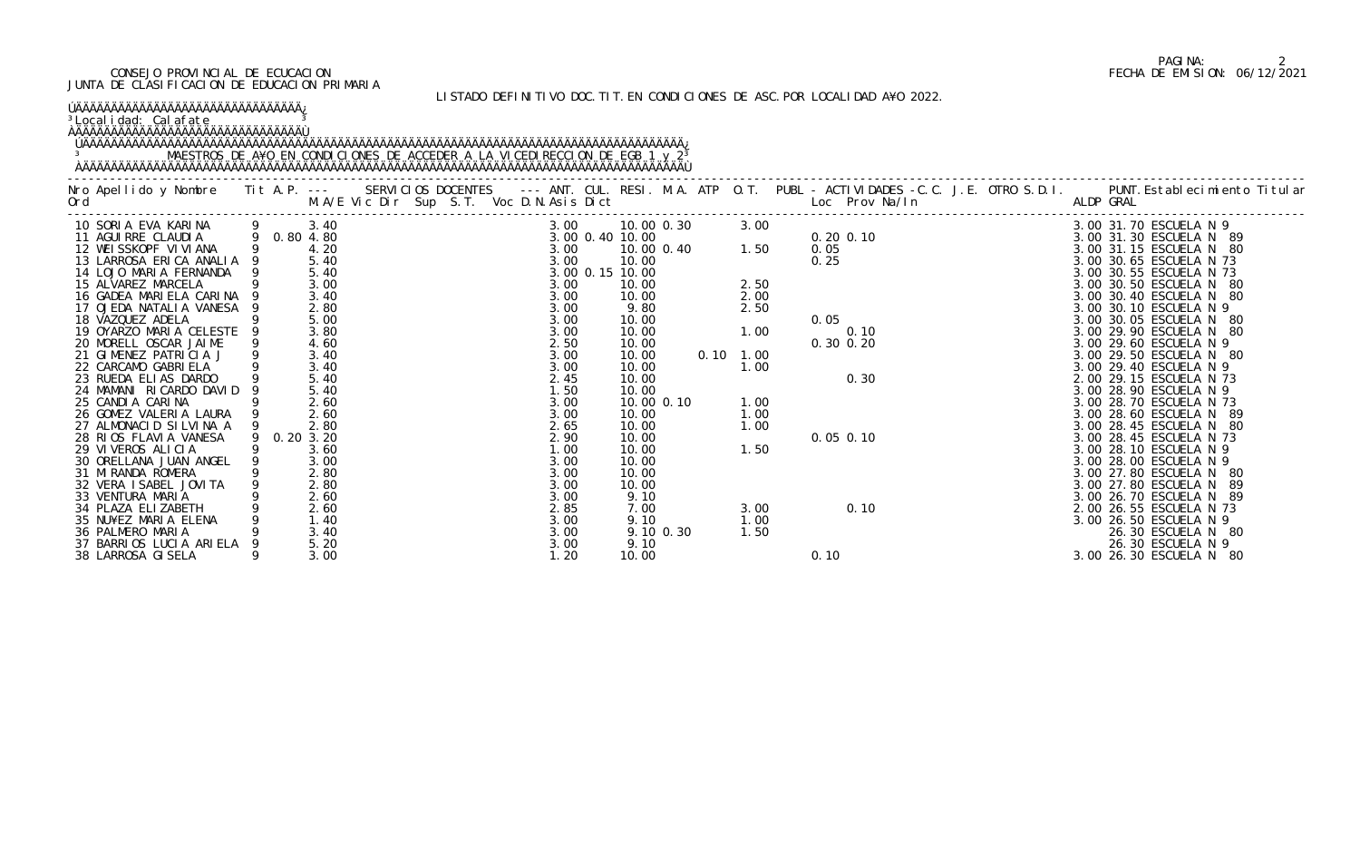CONSEJO PROVINCIAL DE ECUCACION
JUNTA DE CLASIFICACION DE EDUCACION PRIMARIA

FECHA DE EMISION: 06/12/2021

LISTADO DEFINITIVO DOC.TIT.EN CONDICIONES DE ASC.POR LOCALIDAD A¥O 2022.

Localidad: Calafate

MAESTROS DE A¥O EN CONDICIONES DE ACCEDER A LA VICEDIRECCION DE EGB 1 y 2

| Nro Ord | Apellido y Nombre | Tit | A.P. | M.A/E | Vic | Dir | Sup | S.T. | Voc | D.N. | Asis | Dict | ANT. | CUL. | RESI. | M.A. | ATP | O.T. | PUBL | Loc | Prov | Na/In | C.C. | J.E. | OTRO | S.D.I. | ALDP | PUNT. GRAL | Establecimiento Titular |
|---|---|---|---|---|---|---|---|---|---|---|---|---|---|---|---|---|---|---|---|---|---|---|---|---|---|---|---|---|---|
| 10 | SORIA EVA KARINA | 9 | | 3.40 | | | | | | | | | 3.00 | | 10.00 | 0.30 | | 3.00 | | | | | | | | | 3.00 | 31.70 | ESCUELA N 9 |
| 11 | AGUIRRE CLAUDIA | 9 | 0.80 | 4.80 | | | | | | | | | 3.00 | 0.40 | 10.00 | | | | | 0.20 | 0.10 | | | | | | 3.00 | 31.30 | ESCUELA N 89 |
| 12 | WEISSKOPF VIVIANA | 9 | | 4.20 | | | | | | | | | 3.00 | | 10.00 | 0.40 | | 1.50 | | 0.05 | | | | | | | 3.00 | 31.15 | ESCUELA N 80 |
| 13 | LARROSA ERICA ANALIA | 9 | | 5.40 | | | | | | | | | 3.00 | | 10.00 | | | | | 0.25 | | | | | | | 3.00 | 30.65 | ESCUELA N 73 |
| 14 | LOJO MARIA FERNANDA | 9 | | 5.40 | | | | | | | | | 3.00 | 0.15 | 10.00 | | | | | | | | | | | | 3.00 | 30.55 | ESCUELA N 73 |
| 15 | ALVAREZ MARCELA | 9 | | 3.00 | | | | | | | | | 3.00 | | 10.00 | | | 2.50 | | | | | | | | | 3.00 | 30.50 | ESCUELA N 80 |
| 16 | GADEA MARIELA CARINA | 9 | | 3.40 | | | | | | | | | 3.00 | | 10.00 | | | 2.00 | | | | | | | | | 3.00 | 30.40 | ESCUELA N 80 |
| 17 | OJEDA NATALIA VANESA | 9 | | 2.80 | | | | | | | | | 3.00 | | 9.80 | | | 2.50 | | | | | | | | | 3.00 | 30.10 | ESCUELA N 9 |
| 18 | VAZQUEZ ADELA | 9 | | 5.00 | | | | | | | | | 3.00 | | 10.00 | | | | | 0.05 | | | | | | | 3.00 | 30.05 | ESCUELA N 80 |
| 19 | OYARZO MARIA CELESTE | 9 | | 3.80 | | | | | | | | | 3.00 | | 10.00 | | | 1.00 | | | 0.10 | | | | | | 3.00 | 29.90 | ESCUELA N 80 |
| 20 | MORELL OSCAR JAIME | 9 | | 4.60 | | | | | | | | | 2.50 | | 10.00 | | | | | 0.30 | 0.20 | | | | | | 3.00 | 29.60 | ESCUELA N 9 |
| 21 | GIMENEZ PATRICIA J | 9 | | 3.40 | | | | | | | | | 3.00 | | 10.00 | | 0.10 | 1.00 | | | | | | | | | 3.00 | 29.50 | ESCUELA N 80 |
| 22 | CARCAMO GABRIELA | 9 | | 3.40 | | | | | | | | | 3.00 | | 10.00 | | | 1.00 | | | | | | | | | 3.00 | 29.40 | ESCUELA N 9 |
| 23 | RUEDA ELIAS DARDO | 9 | | 5.40 | | | | | | | | | 2.45 | | 10.00 | | | | | | 0.30 | | | | | | 2.00 | 29.15 | ESCUELA N 73 |
| 24 | MAMANI RICARDO DAVID | 9 | | 5.40 | | | | | | | | | 1.50 | | 10.00 | | | | | | | | | | | | 3.00 | 28.90 | ESCUELA N 9 |
| 25 | CANDIA CARINA | 9 | | 2.60 | | | | | | | | | 3.00 | | 10.00 | 0.10 | | 1.00 | | | | | | | | | 3.00 | 28.70 | ESCUELA N 73 |
| 26 | GOMEZ VALERIA LAURA | 9 | | 2.60 | | | | | | | | | 3.00 | | 10.00 | | | 1.00 | | | | | | | | | 3.00 | 28.60 | ESCUELA N 89 |
| 27 | ALMONACID SILVINA A | 9 | | 2.80 | | | | | | | | | 2.65 | | 10.00 | | | 1.00 | | | | | | | | | 3.00 | 28.45 | ESCUELA N 80 |
| 28 | RIOS FLAVIA VANESA | 9 | 0.20 | 3.20 | | | | | | | | | 2.90 | | 10.00 | | | | | 0.05 | 0.10 | | | | | | 3.00 | 28.45 | ESCUELA N 73 |
| 29 | VIVEROS ALICIA | 9 | | 3.60 | | | | | | | | | 1.00 | | 10.00 | | | 1.50 | | | | | | | | | 3.00 | 28.10 | ESCUELA N 9 |
| 30 | ORELLANA JUAN ANGEL | 9 | | 3.00 | | | | | | | | | 3.00 | | 10.00 | | | | | | | | | | | | 3.00 | 28.00 | ESCUELA N 9 |
| 31 | MIRANDA ROMERA | 9 | | 2.80 | | | | | | | | | 3.00 | | 10.00 | | | | | | | | | | | | 3.00 | 27.80 | ESCUELA N 80 |
| 32 | VERA ISABEL JOVITA | 9 | | 2.80 | | | | | | | | | 3.00 | | 10.00 | | | | | | | | | | | | 3.00 | 27.80 | ESCUELA N 89 |
| 33 | VENTURA MARIA | 9 | | 2.60 | | | | | | | | | 3.00 | | 9.10 | | | | | | | | | | | | 3.00 | 26.70 | ESCUELA N 89 |
| 34 | PLAZA ELIZABETH | 9 | | 2.60 | | | | | | | | | 2.85 | | 7.00 | | | 3.00 | | | 0.10 | | | | | | 2.00 | 26.55 | ESCUELA N 73 |
| 35 | NU¥EZ MARIA ELENA | 9 | | 1.40 | | | | | | | | | 3.00 | | 9.10 | | | 1.00 | | | | | | | | | 3.00 | 26.50 | ESCUELA N 9 |
| 36 | PALMERO MARIA | 9 | | 3.40 | | | | | | | | | 3.00 | | 9.10 | 0.30 | | 1.50 | | | | | | | | | | 26.30 | ESCUELA N 80 |
| 37 | BARRIOS LUCIA ARIELA | 9 | | 5.20 | | | | | | | | | 3.00 | | 9.10 | | | | | | | | | | | | | 26.30 | ESCUELA N 9 |
| 38 | LARROSA GISELA | 9 | | 3.00 | | | | | | | | | 1.20 | | 10.00 | | | | | 0.10 | | | | | | | 3.00 | 26.30 | ESCUELA N 80 |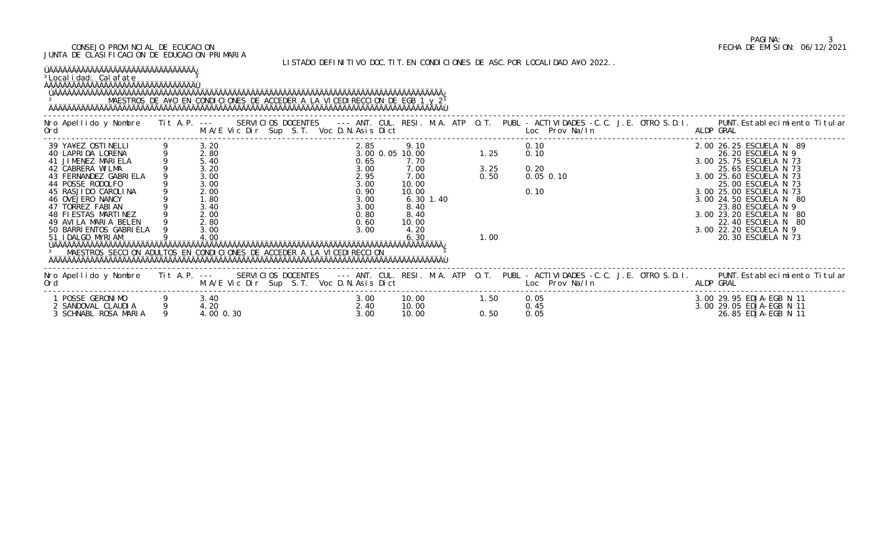CONSEJO PROVINCIAL DE ECUCACION
JUNTA DE CLASIFICACION DE EDUCACION PRIMARIA

FECHA DE EMISION: 06/12/2021

LISTADO DEFINITIVO DOC.TIT.EN CONDICIONES DE ASC.POR LOCALIDAD A¥O 2022..

**Localidad: Calafate**

**MAESTROS DE A¥O EN CONDICIONES DE ACCEDER A LA VICEDIRECCION DE EGB 1 y 2**

| Nro Ord | Apellido y Nombre | Tit | A.P. | M.A/E | Vic Dir | Sup | S.T. | Voc D.N. | Asis | Dict | ANT. | CUL. | RESI. | M.A. | ATP | O.T. | PUBL - ACTIVIDADES Loc | Prov | Na/In | C.C. | J.E. | OTRO | S.D.I. | ALDP | PUNT. GRAL | Establecimiento Titular |
|---|---|---|---|---|---|---|---|---|---|---|---|---|---|---|---|---|---|---|---|---|---|---|---|---|---|---|
| 39 | YA¥EZ OSTINELLI | 9 | 3.20 | | | | | | | | 2.85 | | 9.10 | | | | 0.10 | | | | | | | 2.00 | 26.25 | ESCUELA N 89 |
| 40 | LAPRIDA LORENA | 9 | 2.80 | | | | | | | | 3.00 | 0.05 | 10.00 | | | 1.25 | 0.10 | | | | | | | | 26.20 | ESCUELA N 9 |
| 41 | JIMENEZ MARIELA | 9 | 5.40 | | | | | | | | 0.65 | | 7.70 | | | | | | | | | | | 3.00 | 25.75 | ESCUELA N 73 |
| 42 | CABRERA WILMA | 9 | 3.20 | | | | | | | | 3.00 | | 7.00 | | | 3.25 | 0.20 | | | | | | | | 25.65 | ESCUELA N 73 |
| 43 | FERNANDEZ GABRIELA | 9 | 3.00 | | | | | | | | 2.95 | | 7.00 | | | 0.50 | 0.05 | 0.10 | | | | | | 3.00 | 25.60 | ESCUELA N 73 |
| 44 | POSSE RODOLFO | 9 | 3.00 | | | | | | | | 3.00 | | 10.00 | | | | | | | | | | | | 25.00 | ESCUELA N 73 |
| 45 | RASJIDO CAROLINA | 9 | 2.00 | | | | | | | | 0.90 | | 10.00 | | | | 0.10 | | | | | | | 3.00 | 25.00 | ESCUELA N 73 |
| 46 | OVEJERO NANCY | 9 | 1.80 | | | | | | | | 3.00 | | 6.30 | 1.40 | | | | | | | | | | 3.00 | 24.50 | ESCUELA N 80 |
| 47 | TORREZ FABIAN | 9 | 3.40 | | | | | | | | 3.00 | | 8.40 | | | | | | | | | | | | 23.80 | ESCUELA N 9 |
| 48 | FIESTAS MARTINEZ | 9 | 2.00 | | | | | | | | 0.80 | | 8.40 | | | | | | | | | | | 3.00 | 23.20 | ESCUELA N 80 |
| 49 | AVILA MARIA BELEN | 9 | 2.80 | | | | | | | | 0.60 | | 10.00 | | | | | | | | | | | | 22.40 | ESCUELA N 80 |
| 50 | BARRIENTOS GABRIELA | 9 | 3.00 | | | | | | | | 3.00 | | 4.20 | | | | | | | | | | | 3.00 | 22.20 | ESCUELA N 9 |
| 51 | IDALGO MYRIAM | 9 | 4.00 | | | | | | | | | | 6.30 | | | 1.00 | | | | | | | | | 20.30 | ESCUELA N 73 |

**MAESTROS SECCION ADULTOS EN CONDICIONES DE ACCEDER A LA VICEDIRECCION**

| Nro Ord | Apellido y Nombre | Tit | A.P. | M.A/E | Vic Dir | Sup | S.T. | Voc D.N. | Asis | Dict | ANT. | CUL. | RESI. | M.A. | ATP | O.T. | PUBL - ACTIVIDADES Loc | Prov | Na/In | C.C. | J.E. | OTRO | S.D.I. | ALDP | PUNT. GRAL | Establecimiento Titular |
|---|---|---|---|---|---|---|---|---|---|---|---|---|---|---|---|---|---|---|---|---|---|---|---|---|---|---|
| 1 | POSSE GERONIMO | 9 | 3.40 | | | | | | | | 3.00 | | 10.00 | | | 1.50 | 0.05 | | | | | | | 3.00 | 29.95 | EDJA-EGB N 11 |
| 2 | SANDOVAL CLAUDIA | 9 | 4.20 | | | | | | | | 2.40 | | 10.00 | | | | 0.45 | | | | | | | 3.00 | 29.05 | EDJA-EGB N 11 |
| 3 | SCHNABL ROSA MARIA | 9 | 4.00 | 0.30 | | | | | | | 3.00 | | 10.00 | | | 0.50 | 0.05 | | | | | | | | 26.85 | EDJA-EGB N 11 |